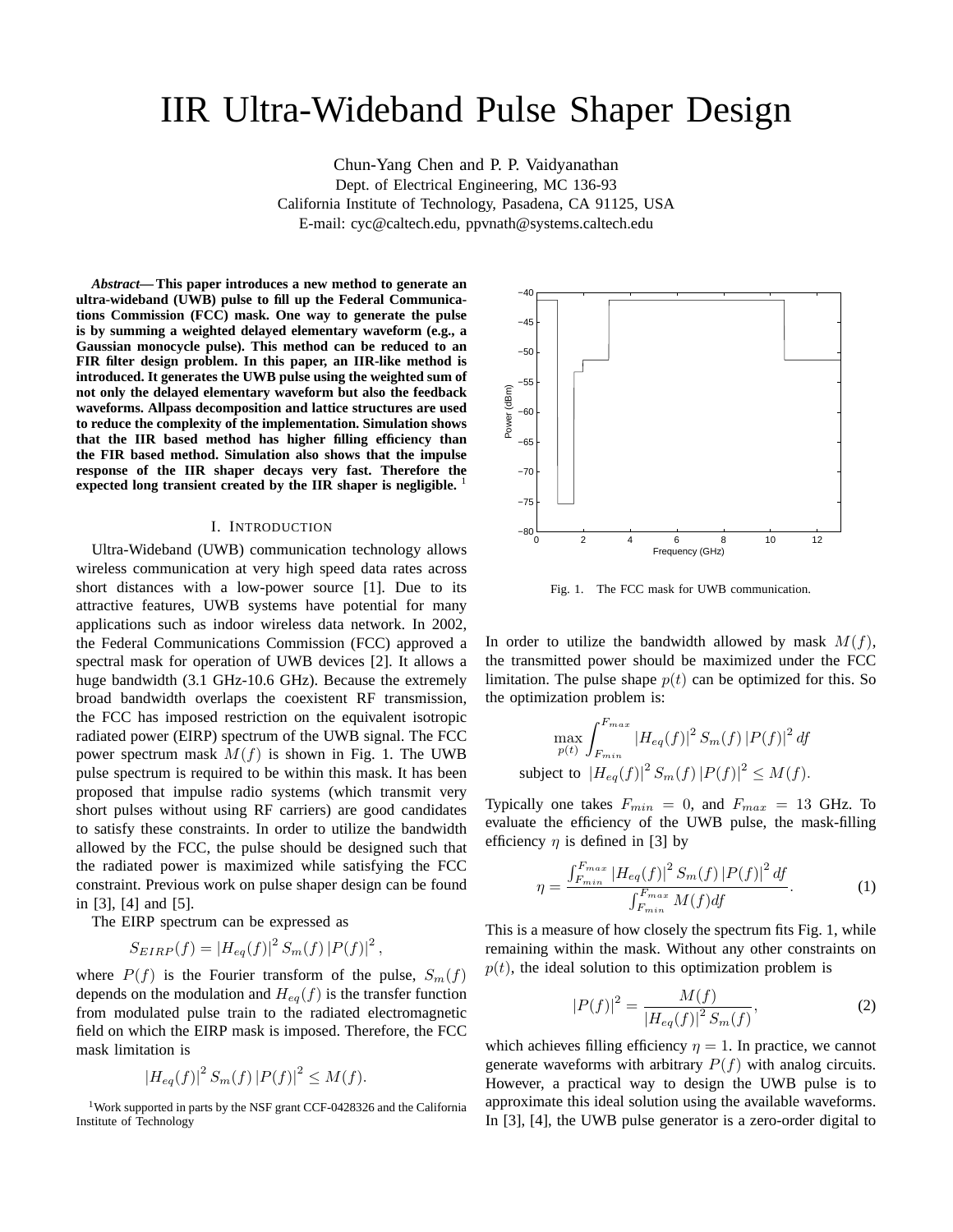# IIR Ultra-Wideband Pulse Shaper Design

Chun-Yang Chen and P. P. Vaidyanathan
Dept. of Electrical Engineering, MC 136-93
California Institute of Technology, Pasadena, CA 91125, USA
E-mail: cyc@caltech.edu, ppvnath@systems.caltech.edu

***Abstract*— This paper introduces a new method to generate an ultra-wideband (UWB) pulse to fill up the Federal Communications Commission (FCC) mask. One way to generate the pulse is by summing a weighted delayed elementary waveform (e.g., a Gaussian monocycle pulse). This method can be reduced to an FIR filter design problem. In this paper, an IIR-like method is introduced. It generates the UWB pulse using the weighted sum of not only the delayed elementary waveform but also the feedback waveforms. Allpass decomposition and lattice structures are used to reduce the complexity of the implementation. Simulation shows that the IIR based method has higher filling efficiency than the FIR based method. Simulation also shows that the impulse response of the IIR shaper decays very fast. Therefore the expected long transient created by the IIR shaper is negligible.** [1]

## I. Introduction

Ultra-Wideband (UWB) communication technology allows wireless communication at very high speed data rates across short distances with a low-power source [1]. Due to its attractive features, UWB systems have potential for many applications such as indoor wireless data network. In 2002, the Federal Communications Commission (FCC) approved a spectral mask for operation of UWB devices [2]. It allows a huge bandwidth (3.1 GHz-10.6 GHz). Because the extremely broad bandwidth overlaps the coexistent RF transmission, the FCC has imposed restriction on the equivalent isotropic radiated power (EIRP) spectrum of the UWB signal. The FCC power spectrum mask $M(f)$ is shown in Fig. 1. The UWB pulse spectrum is required to be within this mask. It has been proposed that impulse radio systems (which transmit very short pulses without using RF carriers) are good candidates to satisfy these constraints. In order to utilize the bandwidth allowed by the FCC, the pulse should be designed such that the radiated power is maximized while satisfying the FCC constraint. Previous work on pulse shaper design can be found in [3], [4] and [5].

The EIRP spectrum can be expressed as

$$S_{EIRP}(f) = |H_{eq}(f)|^2 S_m(f) |P(f)|^2,$$

where $P(f)$ is the Fourier transform of the pulse, $S_m(f)$ depends on the modulation and $H_{eq}(f)$ is the transfer function from modulated pulse train to the radiated electromagnetic field on which the EIRP mask is imposed. Therefore, the FCC mask limitation is

$$|H_{eq}(f)|^2 S_m(f) |P(f)|^2 \leq M(f).$$

[1]Work supported in parts by the NSF grant CCF-0428326 and the California Institute of Technology

Fig. 1. The FCC mask for UWB communication.

In order to utilize the bandwidth allowed by mask $M(f)$, the transmitted power should be maximized under the FCC limitation. The pulse shape $p(t)$ can be optimized for this. So the optimization problem is:

$$\max_{p(t)} \int_{F_{min}}^{F_{max}} |H_{eq}(f)|^2 S_m(f) |P(f)|^2 \, df$$
$$\text{subject to } |H_{eq}(f)|^2 S_m(f) |P(f)|^2 \leq M(f).$$

Typically one takes $F_{min} = 0$, and $F_{max} = 13$ GHz. To evaluate the efficiency of the UWB pulse, the mask-filling efficiency $\eta$ is defined in [3] by

$$\eta = \frac{\int_{F_{min}}^{F_{max}} |H_{eq}(f)|^2 S_m(f) |P(f)|^2 \, df}{\int_{F_{min}}^{F_{max}} M(f) df}. \tag{1}$$

This is a measure of how closely the spectrum fits Fig. 1, while remaining within the mask. Without any other constraints on $p(t)$, the ideal solution to this optimization problem is

$$|P(f)|^2 = \frac{M(f)}{|H_{eq}(f)|^2 S_m(f)}, \tag{2}$$

which achieves filling efficiency $\eta = 1$. In practice, we cannot generate waveforms with arbitrary $P(f)$ with analog circuits. However, a practical way to design the UWB pulse is to approximate this ideal solution using the available waveforms. In [3], [4], the UWB pulse generator is a zero-order digital to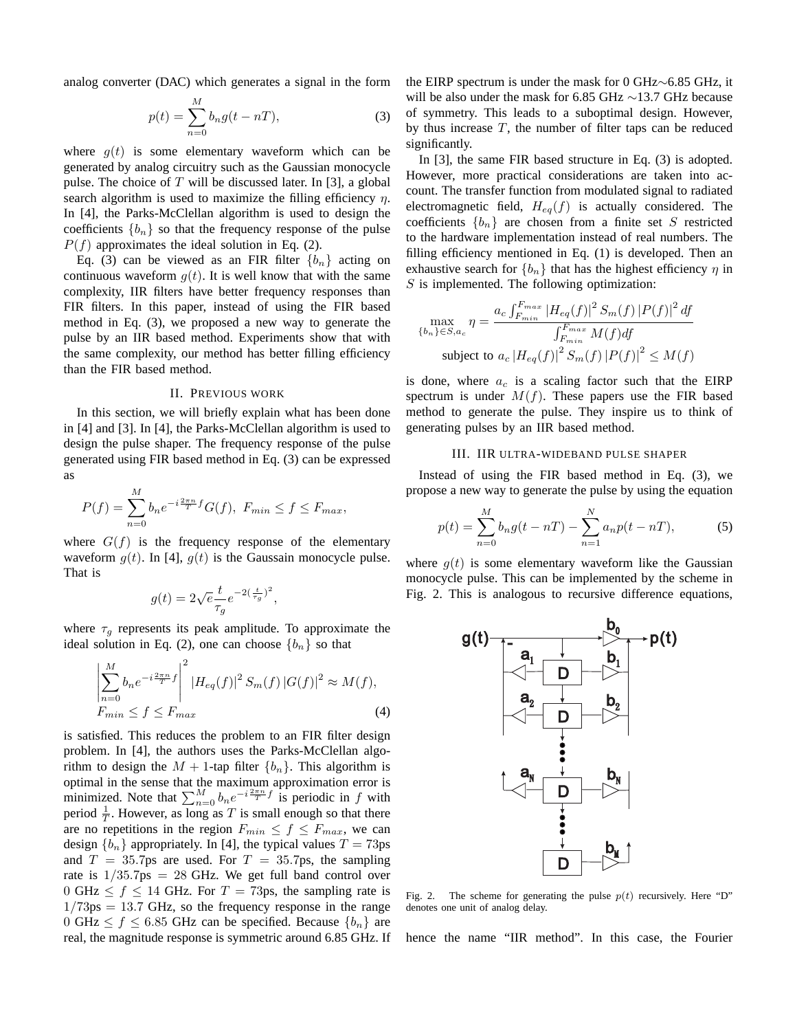analog converter (DAC) which generates a signal in the form

$$p(t) = \sum_{n=0}^{M} b_n g(t - nT), \tag{3}$$

where $g(t)$ is some elementary waveform which can be generated by analog circuitry such as the Gaussian monocycle pulse. The choice of $T$ will be discussed later. In [3], a global search algorithm is used to maximize the filling efficiency $\eta$. In [4], the Parks-McClellan algorithm is used to design the coefficients $\{b_n\}$ so that the frequency response of the pulse $P(f)$ approximates the ideal solution in Eq. (2).

Eq. (3) can be viewed as an FIR filter $\{b_n\}$ acting on continuous waveform $g(t)$. It is well know that with the same complexity, IIR filters have better frequency responses than FIR filters. In this paper, instead of using the FIR based method in Eq. (3), we proposed a new way to generate the pulse by an IIR based method. Experiments show that with the same complexity, our method has better filling efficiency than the FIR based method.

## II. Previous work

In this section, we will briefly explain what has been done in [4] and [3]. In [4], the Parks-McClellan algorithm is used to design the pulse shaper. The frequency response of the pulse generated using FIR based method in Eq. (3) can be expressed as

$$P(f) = \sum_{n=0}^{M} b_n e^{-i\frac{2\pi n}{T}f} G(f), \; F_{min} \le f \le F_{max},$$

where $G(f)$ is the frequency response of the elementary waveform $g(t)$. In [4], $g(t)$ is the Gaussain monocycle pulse. That is

$$g(t) = 2\sqrt{e}\frac{t}{\tau_g} e^{-2(\frac{t}{\tau_g})^2},$$

where $\tau_g$ represents its peak amplitude. To approximate the ideal solution in Eq. (2), one can choose $\{b_n\}$ so that

$$\left|\sum_{n=0}^{M} b_n e^{-i\frac{2\pi n}{T}f}\right|^2 |H_{eq}(f)|^2 S_m(f) |G(f)|^2 \approx M(f), \quad F_{min} \le f \le F_{max} \tag{4}$$

is satisfied. This reduces the problem to an FIR filter design problem. In [4], the authors uses the Parks-McClellan algorithm to design the $M+1$-tap filter $\{b_n\}$. This algorithm is optimal in the sense that the maximum approximation error is minimized. Note that $\sum_{n=0}^{M} b_n e^{-i\frac{2\pi n}{T}f}$ is periodic in $f$ with period $\frac{1}{T}$. However, as long as $T$ is small enough so that there are no repetitions in the region $F_{min} \le f \le F_{max}$, we can design $\{b_n\}$ appropriately. In [4], the typical values $T = 73$ps and $T = 35.7$ps are used. For $T = 35.7$ps, the sampling rate is $1/35.7\text{ps} = 28$ GHz. We get full band control over 0 GHz $\le f \le 14$ GHz. For $T = 73$ps, the sampling rate is $1/73\text{ps} = 13.7$ GHz, so the frequency response in the range 0 GHz $\le f \le 6.85$ GHz can be specified. Because $\{b_n\}$ are real, the magnitude response is symmetric around 6.85 GHz. If the EIRP spectrum is under the mask for 0 GHz∼6.85 GHz, it will be also under the mask for 6.85 GHz ∼13.7 GHz because of symmetry. This leads to a suboptimal design. However, by thus increase $T$, the number of filter taps can be reduced significantly.

In [3], the same FIR based structure in Eq. (3) is adopted. However, more practical considerations are taken into account. The transfer function from modulated signal to radiated electromagnetic field, $H_{eq}(f)$ is actually considered. The coefficients $\{b_n\}$ are chosen from a finite set $S$ restricted to the hardware implementation instead of real numbers. The filling efficiency mentioned in Eq. (1) is developed. Then an exhaustive search for $\{b_n\}$ that has the highest efficiency $\eta$ in $S$ is implemented. The following optimization:

$$\max_{\{b_n\}\in S, a_c} \eta = \frac{a_c \int_{F_{min}}^{F_{max}} |H_{eq}(f)|^2 S_m(f) |P(f)|^2 df}{\int_{F_{min}}^{F_{max}} M(f) df}$$
$$\text{subject to } a_c |H_{eq}(f)|^2 S_m(f) |P(f)|^2 \le M(f)$$

is done, where $a_c$ is a scaling factor such that the EIRP spectrum is under $M(f)$. These papers use the FIR based method to generate the pulse. They inspire us to think of generating pulses by an IIR based method.

## III. IIR ultra-wideband pulse shaper

Instead of using the FIR based method in Eq. (3), we propose a new way to generate the pulse by using the equation

$$p(t) = \sum_{n=0}^{M} b_n g(t - nT) - \sum_{n=1}^{N} a_n p(t - nT), \tag{5}$$

where $g(t)$ is some elementary waveform like the Gaussian monocycle pulse. This can be implemented by the scheme in Fig. 2. This is analogous to recursive difference equations, hence the name "IIR method". In this case, the Fourier

Fig. 2. The scheme for generating the pulse $p(t)$ recursively. Here "D" denotes one unit of analog delay.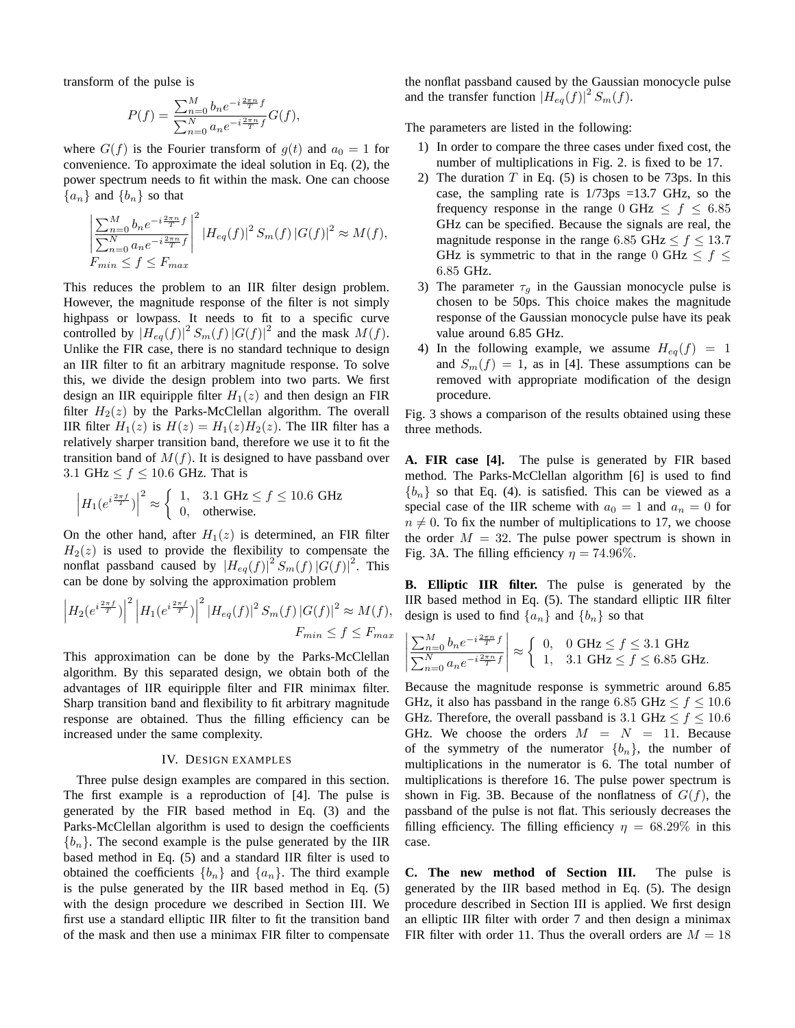transform of the pulse is

$$P(f) = \frac{\sum_{n=0}^{M} b_n e^{-i\frac{2\pi n}{T}f}}{\sum_{n=0}^{N} a_n e^{-i\frac{2\pi n}{T}f}} G(f),$$

where $G(f)$ is the Fourier transform of $g(t)$ and $a_0 = 1$ for convenience. To approximate the ideal solution in Eq. (2), the power spectrum needs to fit within the mask. One can choose $\{a_n\}$ and $\{b_n\}$ so that

$$\left|\frac{\sum_{n=0}^{M} b_n e^{-i\frac{2\pi n}{T}f}}{\sum_{n=0}^{N} a_n e^{-i\frac{2\pi n}{T}f}}\right|^2 |H_{eq}(f)|^2 S_m(f) |G(f)|^2 \approx M(f),$$
$$F_{min} \le f \le F_{max}$$

This reduces the problem to an IIR filter design problem. However, the magnitude response of the filter is not simply highpass or lowpass. It needs to fit to a specific curve controlled by $|H_{eq}(f)|^2 S_m(f) |G(f)|^2$ and the mask $M(f)$. Unlike the FIR case, there is no standard technique to design an IIR filter to fit an arbitrary magnitude response. To solve this, we divide the design problem into two parts. We first design an IIR equiripple filter $H_1(z)$ and then design an FIR filter $H_2(z)$ by the Parks-McClellan algorithm. The overall IIR filter $H_1(z)$ is $H(z) = H_1(z)H_2(z)$. The IIR filter has a relatively sharper transition band, therefore we use it to fit the transition band of $M(f)$. It is designed to have passband over $3.1$ GHz $\le f \le 10.6$ GHz. That is

$$\left|H_1(e^{i\frac{2\pi f}{T}})\right|^2 \approx \begin{cases} 1, & 3.1 \text{ GHz} \le f \le 10.6 \text{ GHz} \\ 0, & \text{otherwise.} \end{cases}$$

On the other hand, after $H_1(z)$ is determined, an FIR filter $H_2(z)$ is used to provide the flexibility to compensate the nonflat passband caused by $|H_{eq}(f)|^2 S_m(f) |G(f)|^2$. This can be done by solving the approximation problem

$$\left|H_2(e^{i\frac{2\pi f}{T}})\right|^2 \left|H_1(e^{i\frac{2\pi f}{T}})\right|^2 |H_{eq}(f)|^2 S_m(f) |G(f)|^2 \approx M(f),$$
$$F_{min} \le f \le F_{max}$$

This approximation can be done by the Parks-McClellan algorithm. By this separated design, we obtain both of the advantages of IIR equiripple filter and FIR minimax filter. Sharp transition band and flexibility to fit arbitrary magnitude response are obtained. Thus the filling efficiency can be increased under the same complexity.

## IV. Design Examples

Three pulse design examples are compared in this section. The first example is a reproduction of [4]. The pulse is generated by the FIR based method in Eq. (3) and the Parks-McClellan algorithm is used to design the coefficients $\{b_n\}$. The second example is the pulse generated by the IIR based method in Eq. (5) and a standard IIR filter is used to obtained the coefficients $\{b_n\}$ and $\{a_n\}$. The third example is the pulse generated by the IIR based method in Eq. (5) with the design procedure we described in Section III. We first use a standard elliptic IIR filter to fit the transition band of the mask and then use a minimax FIR filter to compensate the nonflat passband caused by the Gaussian monocycle pulse and the transfer function $|H_{eq}(f)|^2 S_m(f)$.

The parameters are listed in the following:

1) In order to compare the three cases under fixed cost, the number of multiplications in Fig. 2. is fixed to be 17.
2) The duration $T$ in Eq. (5) is chosen to be 73ps. In this case, the sampling rate is 1/73ps =13.7 GHz, so the frequency response in the range $0$ GHz $\le f \le 6.85$ GHz can be specified. Because the signals are real, the magnitude response in the range $6.85$ GHz $\le f \le 13.7$ GHz is symmetric to that in the range $0$ GHz $\le f \le 6.85$ GHz.
3) The parameter $\tau_g$ in the Gaussian monocycle pulse is chosen to be 50ps. This choice makes the magnitude response of the Gaussian monocycle pulse have its peak value around 6.85 GHz.
4) In the following example, we assume $H_{eq}(f) = 1$ and $S_m(f) = 1$, as in [4]. These assumptions can be removed with appropriate modification of the design procedure.

Fig. 3 shows a comparison of the results obtained using these three methods.

**A. FIR case [4].** The pulse is generated by FIR based method. The Parks-McClellan algorithm [6] is used to find $\{b_n\}$ so that Eq. (4). is satisfied. This can be viewed as a special case of the IIR scheme with $a_0 = 1$ and $a_n = 0$ for $n \ne 0$. To fix the number of multiplications to 17, we choose the order $M = 32$. The pulse power spectrum is shown in Fig. 3A. The filling efficiency $\eta = 74.96\%$.

**B. Elliptic IIR filter.** The pulse is generated by the IIR based method in Eq. (5). The standard elliptic IIR filter design is used to find $\{a_n\}$ and $\{b_n\}$ so that

$$\left|\frac{\sum_{n=0}^{M} b_n e^{-i\frac{2\pi n}{T}f}}{\sum_{n=0}^{N} a_n e^{-i\frac{2\pi n}{T}f}}\right| \approx \begin{cases} 0, & 0 \text{ GHz} \le f \le 3.1 \text{ GHz} \\ 1, & 3.1 \text{ GHz} \le f \le 6.85 \text{ GHz}. \end{cases}$$

Because the magnitude response is symmetric around 6.85 GHz, it also has passband in the range $6.85$ GHz $\le f \le 10.6$ GHz. Therefore, the overall passband is $3.1$ GHz $\le f \le 10.6$ GHz. We choose the orders $M = N = 11$. Because of the symmetry of the numerator $\{b_n\}$, the number of multiplications in the numerator is 6. The total number of multiplications is therefore 16. The pulse power spectrum is shown in Fig. 3B. Because of the nonflatness of $G(f)$, the passband of the pulse is not flat. This seriously decreases the filling efficiency. The filling efficiency $\eta = 68.29\%$ in this case.

**C. The new method of Section III.** The pulse is generated by the IIR based method in Eq. (5). The design procedure described in Section III is applied. We first design an elliptic IIR filter with order 7 and then design a minimax FIR filter with order 11. Thus the overall orders are $M = 18$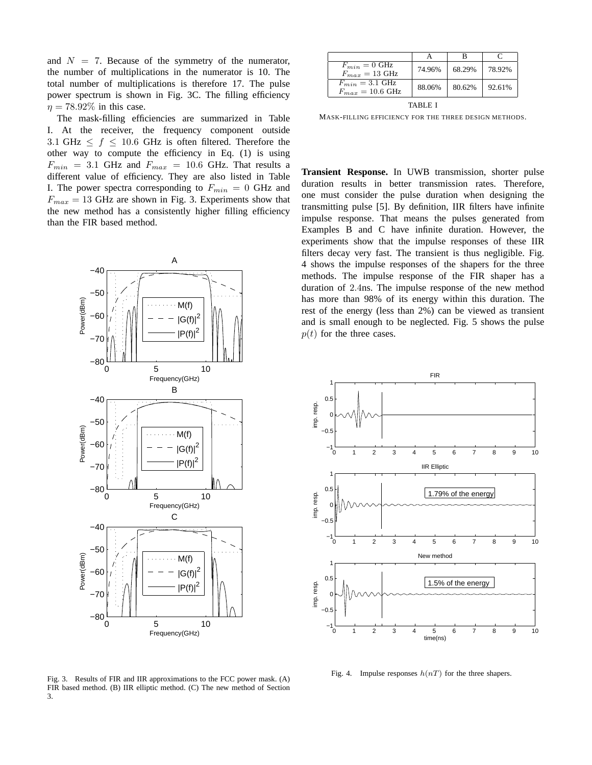and $N = 7$. Because of the symmetry of the numerator, the number of multiplications in the numerator is 10. The total number of multiplications is therefore 17. The pulse power spectrum is shown in Fig. 3C. The filling efficiency $\eta = 78.92\%$ in this case.

The mask-filling efficiencies are summarized in Table I. At the receiver, the frequency component outside $3.1$ GHz $\leq f \leq 10.6$ GHz is often filtered. Therefore the other way to compute the efficiency in Eq. (1) is using $F_{min} = 3.1$ GHz and $F_{max} = 10.6$ GHz. That results a different value of efficiency. They are also listed in Table I. The power spectra corresponding to $F_{min} = 0$ GHz and $F_{max} = 13$ GHz are shown in Fig. 3. Experiments show that the new method has a consistently higher filling efficiency than the FIR based method.

Fig. 3. Results of FIR and IIR approximations to the FCC power mask. (A) FIR based method. (B) IIR elliptic method. (C) The new method of Section 3.

| | A | B | C |
|---|---|---|---|
| $F_{min} = 0$ GHz, $F_{max} = 13$ GHz | 74.96% | 68.29% | 78.92% |
| $F_{min} = 3.1$ GHz, $F_{max} = 10.6$ GHz | 88.06% | 80.62% | 92.61% |

TABLE I

MASK-FILLING EFFICIENCY FOR THE THREE DESIGN METHODS.

**Transient Response.** In UWB transmission, shorter pulse duration results in better transmission rates. Therefore, one must consider the pulse duration when designing the transmitting pulse [5]. By definition, IIR filters have infinite impulse response. That means the pulses generated from Examples B and C have infinite duration. However, the experiments show that the impulse responses of these IIR filters decay very fast. The transient is thus negligible. Fig. 4 shows the impulse responses of the shapers for the three methods. The impulse response of the FIR shaper has a duration of $2.4$ns. The impulse response of the new method has more than 98% of its energy within this duration. The rest of the energy (less than 2%) can be viewed as transient and is small enough to be neglected. Fig. 5 shows the pulse $p(t)$ for the three cases.

Fig. 4. Impulse responses $h(nT)$ for the three shapers.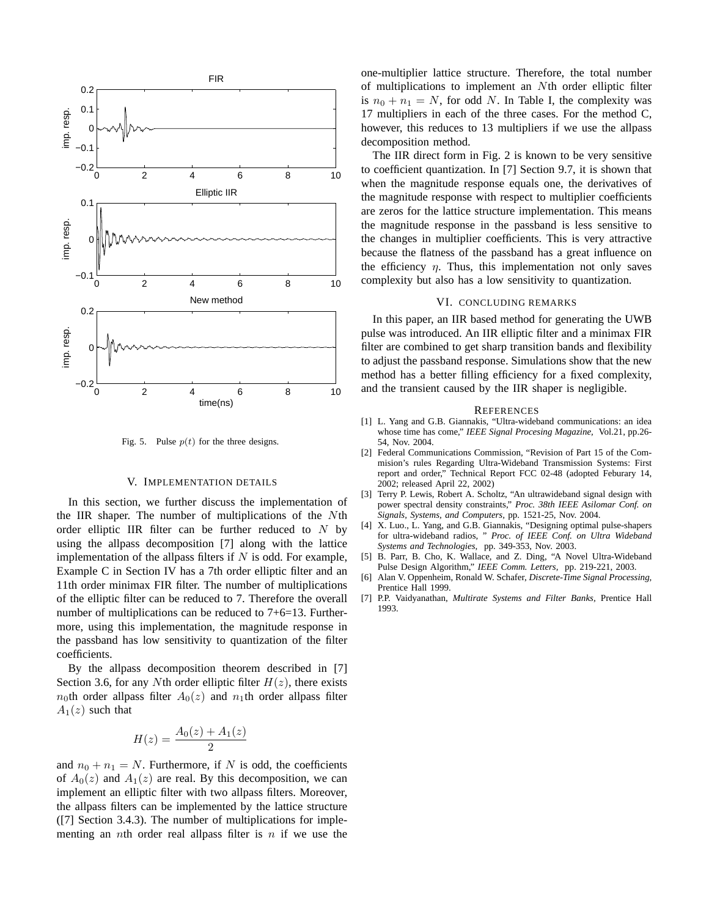FIR

0.2
0.1
0
−0.1
−0.2

imp. resp.

0 2 4 6 8 10

Elliptic IIR

0.1
0
−0.1

imp. resp.

0 2 4 6 8 10

New method

0.2
0
−0.2

imp. resp.

0 2 4 6 8 10

time(ns)

Fig. 5. Pulse $p(t)$ for the three designs.

## V. Implementation details

In this section, we further discuss the implementation of the IIR shaper. The number of multiplications of the $N$th order elliptic IIR filter can be further reduced to $N$ by using the allpass decomposition [7] along with the lattice implementation of the allpass filters if $N$ is odd. For example, Example C in Section IV has a 7th order elliptic filter and an 11th order minimax FIR filter. The number of multiplications of the elliptic filter can be reduced to 7. Therefore the overall number of multiplications can be reduced to 7+6=13. Furthermore, using this implementation, the magnitude response in the passband has low sensitivity to quantization of the filter coefficients.

By the allpass decomposition theorem described in [7] Section 3.6, for any $N$th order elliptic filter $H(z)$, there exists $n_0$th order allpass filter $A_0(z)$ and $n_1$th order allpass filter $A_1(z)$ such that

$$H(z) = \frac{A_0(z) + A_1(z)}{2}$$

and $n_0 + n_1 = N$. Furthermore, if $N$ is odd, the coefficients of $A_0(z)$ and $A_1(z)$ are real. By this decomposition, we can implement an elliptic filter with two allpass filters. Moreover, the allpass filters can be implemented by the lattice structure ([7] Section 3.4.3). The number of multiplications for implementing an $n$th order real allpass filter is $n$ if we use the one-multiplier lattice structure. Therefore, the total number of multiplications to implement an $N$th order elliptic filter is $n_0 + n_1 = N$, for odd $N$. In Table I, the complexity was 17 multipliers in each of the three cases. For the method C, however, this reduces to 13 multipliers if we use the allpass decomposition method.

The IIR direct form in Fig. 2 is known to be very sensitive to coefficient quantization. In [7] Section 9.7, it is shown that when the magnitude response equals one, the derivatives of the magnitude response with respect to multiplier coefficients are zeros for the lattice structure implementation. This means the magnitude response in the passband is less sensitive to the changes in multiplier coefficients. This is very attractive because the flatness of the passband has a great influence on the efficiency $\eta$. Thus, this implementation not only saves complexity but also has a low sensitivity to quantization.

## VI. Concluding remarks

In this paper, an IIR based method for generating the UWB pulse was introduced. An IIR elliptic filter and a minimax FIR filter are combined to get sharp transition bands and flexibility to adjust the passband response. Simulations show that the new method has a better filling efficiency for a fixed complexity, and the transient caused by the IIR shaper is negligible.

## References

[1] L. Yang and G.B. Giannakis, "Ultra-wideband communications: an idea whose time has come," *IEEE Signal Procesing Magazine*, Vol.21, pp.26-54, Nov. 2004.

[2] Federal Communications Commission, "Revision of Part 15 of the Commision's rules Regarding Ultra-Wideband Transmission Systems: First report and order," Technical Report FCC 02-48 (adopted Feburary 14, 2002; released April 22, 2002)

[3] Terry P. Lewis, Robert A. Scholtz, "An ultrawideband signal design with power spectral density constraints," *Proc. 38th IEEE Asilomar Conf. on Signals, Systems, and Computers*, pp. 1521-25, Nov. 2004.

[4] X. Luo., L. Yang, and G.B. Giannakis, "Designing optimal pulse-shapers for ultra-wideband radios, " *Proc. of IEEE Conf. on Ultra Wideband Systems and Technologies*, pp. 349-353, Nov. 2003.

[5] B. Parr, B. Cho, K. Wallace, and Z. Ding, "A Novel Ultra-Wideband Pulse Design Algorithm," *IEEE Comm. Letters*, pp. 219-221, 2003.

[6] Alan V. Oppenheim, Ronald W. Schafer, *Discrete-Time Signal Processing*, Prentice Hall 1999.

[7] P.P. Vaidyanathan, *Multirate Systems and Filter Banks*, Prentice Hall 1993.